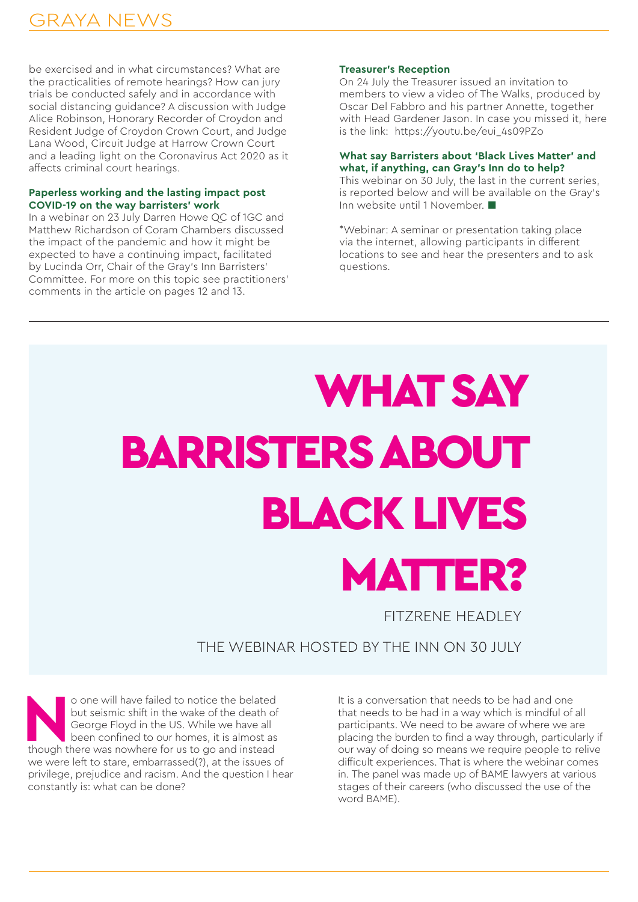be exercised and in what circumstances? What are the practicalities of remote hearings? How can jury trials be conducted safely and in accordance with social distancing guidance? A discussion with Judge Alice Robinson, Honorary Recorder of Croydon and Resident Judge of Croydon Crown Court, and Judge Lana Wood, Circuit Judge at Harrow Crown Court and a leading light on the Coronavirus Act 2020 as it affects criminal court hearings.

**Paperless working and the lasting impact post COVID-19 on the way barristers' work**

In a webinar on 23 July Darren Howe QC of 1GC and Matthew Richardson of Coram Chambers discussed the impact of the pandemic and how it might be expected to have a continuing impact, facilitated by Lucinda Orr, Chair of the Gray's Inn Barristers' Committee. For more on this topic see practitioners' comments in the article on pages 12 and 13.

**Treasurer's Reception**

On 24 July the Treasurer issued an invitation to members to view a video of The Walks, produced by Oscar Del Fabbro and his partner Annette, together with Head Gardener Jason. In case you missed it, here is the link: https://youtu.be/eui_4s09PZo

**What say Barristers about 'Black Lives Matter' and what, if anything, can Gray's Inn do to help?**

This webinar on 30 July, the last in the current series, is reported below and will be available on the Gray's Inn website until 1 November. ■

*Webinar: A seminar or presentation taking place via the internet, allowing participants in different locations to see and hear the presenters and to ask questions.

# WHAT SAY BARRISTERS ABOUT BLACK LIVES MATTER?

FITZRENE HEADLEY

THE WEBINAR HOSTED BY THE INN ON 30 JULY

No one will have failed to notice the belated but seismic shift in the wake of the death of George Floyd in the US. While we have all been confined to our homes, it is almost as though there was nowhere for us to go and instead we were left to stare, embarrassed(?), at the issues of privilege, prejudice and racism. And the question I hear constantly is: what can be done?

It is a conversation that needs to be had and one that needs to be had in a way which is mindful of all participants. We need to be aware of where we are placing the burden to find a way through, particularly if our way of doing so means we require people to relive difficult experiences. That is where the webinar comes in. The panel was made up of BAME lawyers at various stages of their careers (who discussed the use of the word BAME).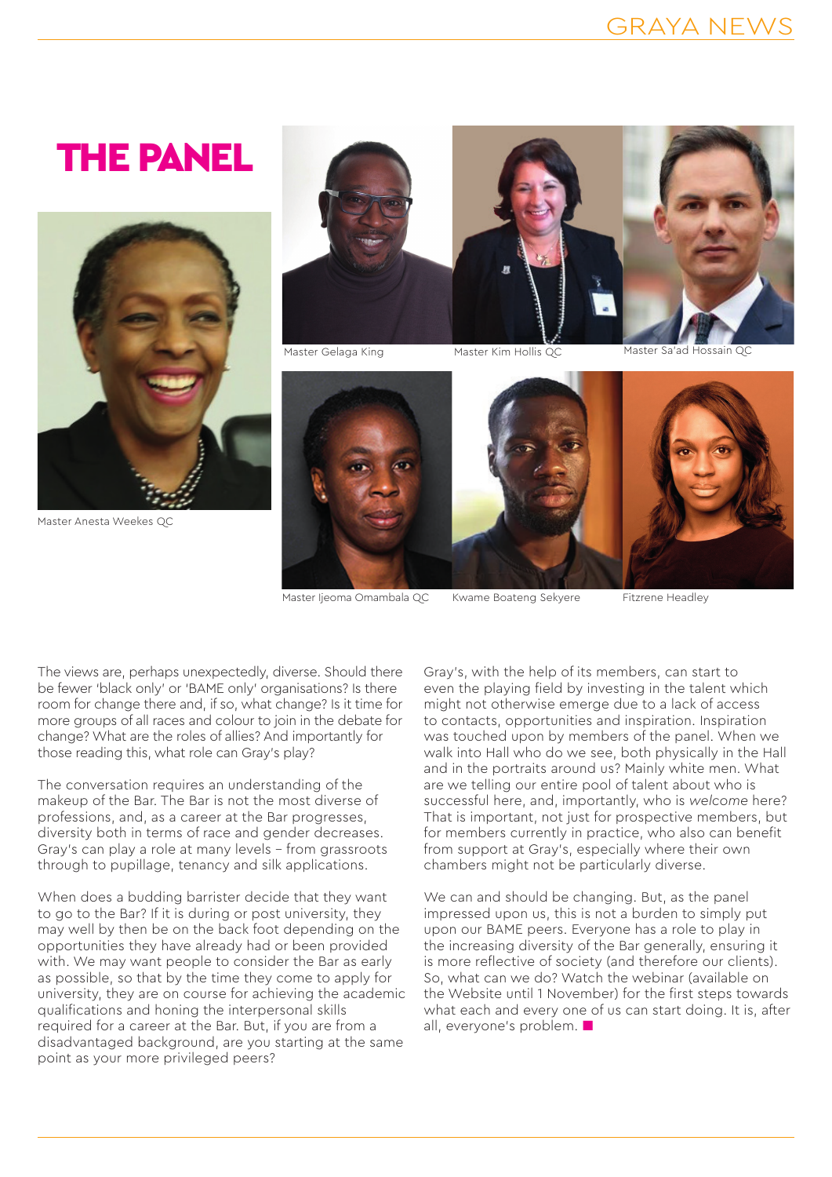# THE PANEL

Master Anesta Weekes QC

Master Gelaga King

Master Kim Hollis QC

Master Sa'ad Hossain QC

Master Ijeoma Omambala QC

Kwame Boateng Sekyere

Fitzrene Headley

The views are, perhaps unexpectedly, diverse. Should there be fewer 'black only' or 'BAME only' organisations? Is there room for change there and, if so, what change? Is it time for more groups of all races and colour to join in the debate for change? What are the roles of allies? And importantly for those reading this, what role can Gray's play?

The conversation requires an understanding of the makeup of the Bar. The Bar is not the most diverse of professions, and, as a career at the Bar progresses, diversity both in terms of race and gender decreases. Gray's can play a role at many levels – from grassroots through to pupillage, tenancy and silk applications.

When does a budding barrister decide that they want to go to the Bar? If it is during or post university, they may well by then be on the back foot depending on the opportunities they have already had or been provided with. We may want people to consider the Bar as early as possible, so that by the time they come to apply for university, they are on course for achieving the academic qualifications and honing the interpersonal skills required for a career at the Bar. But, if you are from a disadvantaged background, are you starting at the same point as your more privileged peers?

Gray's, with the help of its members, can start to even the playing field by investing in the talent which might not otherwise emerge due to a lack of access to contacts, opportunities and inspiration. Inspiration was touched upon by members of the panel. When we walk into Hall who do we see, both physically in the Hall and in the portraits around us? Mainly white men. What are we telling our entire pool of talent about who is successful here, and, importantly, who is *welcome* here? That is important, not just for prospective members, but for members currently in practice, who also can benefit from support at Gray's, especially where their own chambers might not be particularly diverse.

We can and should be changing. But, as the panel impressed upon us, this is not a burden to simply put upon our BAME peers. Everyone has a role to play in the increasing diversity of the Bar generally, ensuring it is more reflective of society (and therefore our clients). So, what can we do? Watch the webinar (available on the Website until 1 November) for the first steps towards what each and every one of us can start doing. It is, after all, everyone's problem. ■